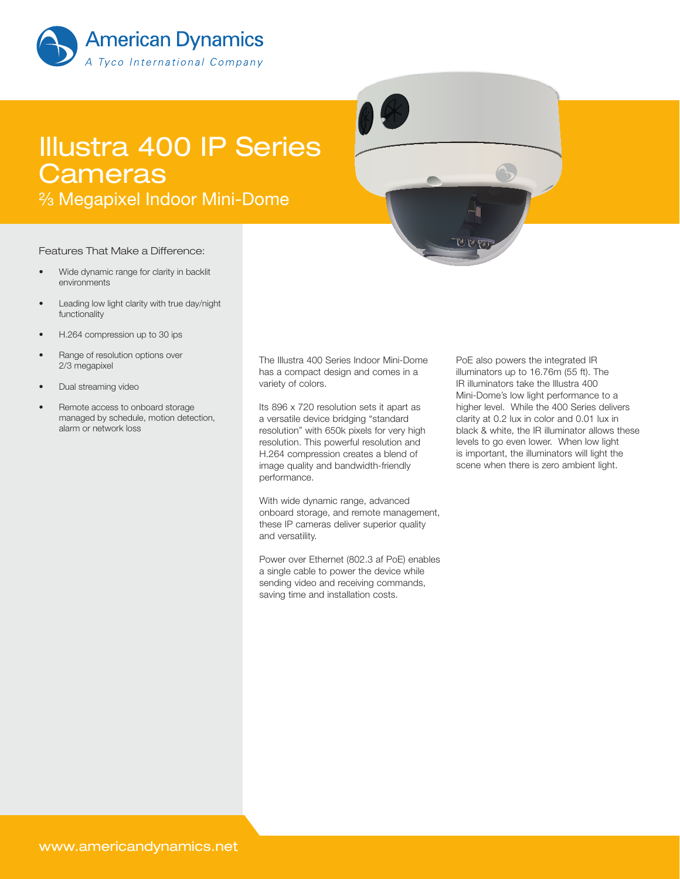American Dynamics

*A Tyco International Company*

# Illustra 400 IP Series Cameras

## ⅔ Megapixel Indoor Mini-Dome

### Features That Make a Difference:

- Wide dynamic range for clarity in backlit environments
- Leading low light clarity with true day/night functionality
- H.264 compression up to 30 ips
- Range of resolution options over 2/3 megapixel
- Dual streaming video
- Remote access to onboard storage managed by schedule, motion detection, alarm or network loss

The Illustra 400 Series Indoor Mini-Dome has a compact design and comes in a variety of colors.

Its 896 x 720 resolution sets it apart as a versatile device bridging “standard resolution” with 650k pixels for very high resolution. This powerful resolution and H.264 compression creates a blend of image quality and bandwidth-friendly performance.

With wide dynamic range, advanced onboard storage, and remote management, these IP cameras deliver superior quality and versatility.

Power over Ethernet (802.3 af PoE) enables a single cable to power the device while sending video and receiving commands, saving time and installation costs.

PoE also powers the integrated IR illuminators up to 16.76m (55 ft). The IR illuminators take the Illustra 400 Mini-Dome’s low light performance to a higher level. While the 400 Series delivers clarity at 0.2 lux in color and 0.01 lux in black & white, the IR illuminator allows these levels to go even lower. When low light is important, the illuminators will light the scene when there is zero ambient light.

www.americandynamics.net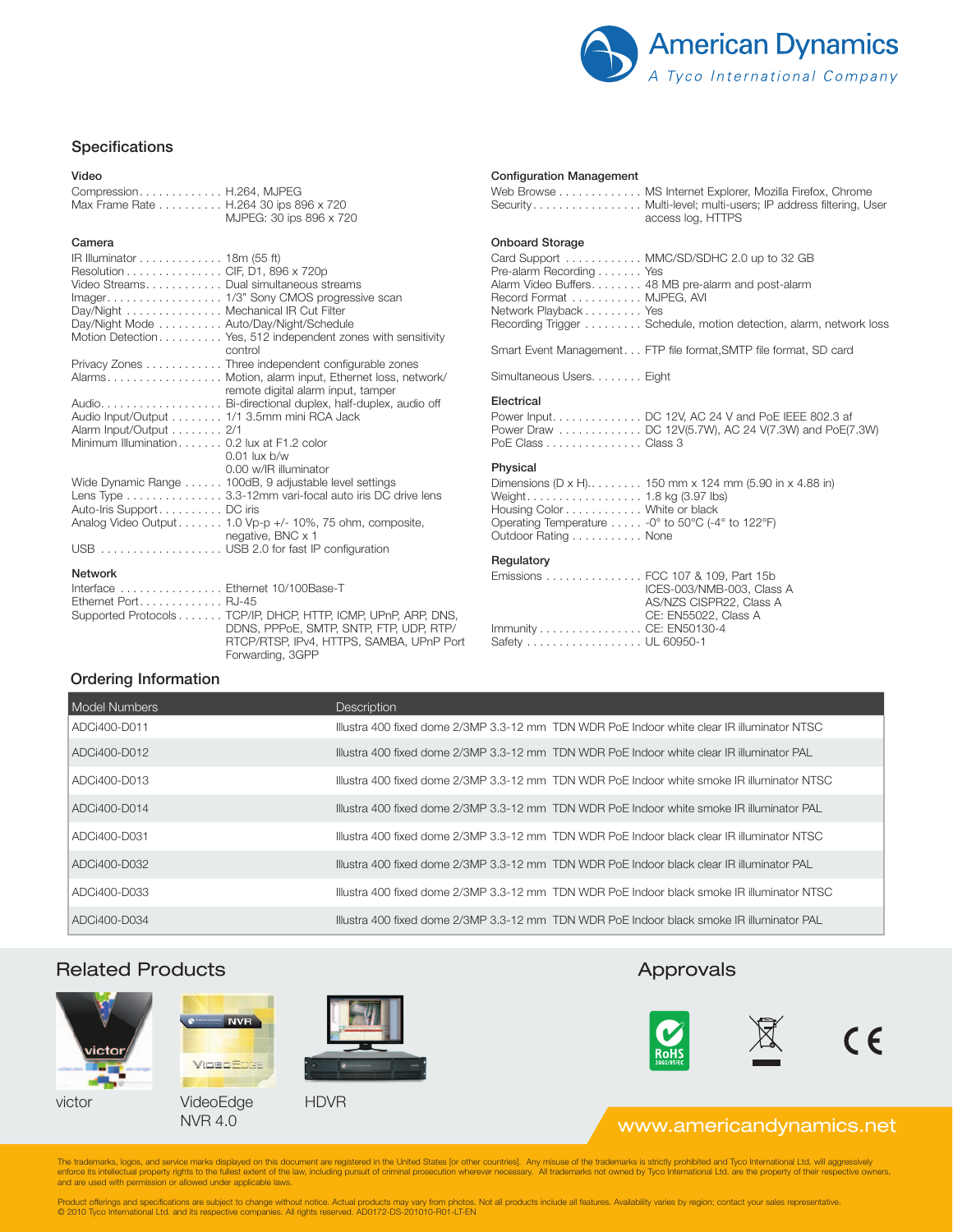American Dynamics
*A Tyco International Company*

## Specifications

### Video

| | |
|---|---|
| Compression | H.264, MJPEG |
| Max Frame Rate | H.264 30 ips 896 x 720<br>MJPEG: 30 ips 896 x 720 |

### Camera

| | |
|---|---|
| IR Illuminator | 18m (55 ft) |
| Resolution | CIF, D1, 896 x 720p |
| Video Streams | Dual simultaneous streams |
| Imager | 1/3" Sony CMOS progressive scan |
| Day/Night | Mechanical IR Cut Filter |
| Day/Night Mode | Auto/Day/Night/Schedule |
| Motion Detection | Yes, 512 independent zones with sensitivity control |
| Privacy Zones | Three independent configurable zones |
| Alarms | Motion, alarm input, Ethernet loss, network/ remote digital alarm input, tamper |
| Audio | Bi-directional duplex, half-duplex, audio off |
| Audio Input/Output | 1/1 3.5mm mini RCA Jack |
| Alarm Input/Output | 2/1 |
| Minimum Illumination | 0.2 lux at F1.2 color<br>0.01 lux b/w<br>0.00 w/IR illuminator |
| Wide Dynamic Range | 100dB, 9 adjustable level settings |
| Lens Type | 3.3-12mm vari-focal auto iris DC drive lens |
| Auto-Iris Support | DC iris |
| Analog Video Output | 1.0 Vp-p +/- 10%, 75 ohm, composite, negative, BNC x 1 |
| USB | USB 2.0 for fast IP configuration |

### Network

| | |
|---|---|
| Interface | Ethernet 10/100Base-T |
| Ethernet Port | RJ-45 |
| Supported Protocols | TCP/IP, DHCP, HTTP, ICMP, UPnP, ARP, DNS, DDNS, PPPoE, SMTP, SNTP, FTP, UDP, RTP/ RTCP/RTSP, IPv4, HTTPS, SAMBA, UPnP Port Forwarding, 3GPP |

### Configuration Management

| | |
|---|---|
| Web Browse | MS Internet Explorer, Mozilla Firefox, Chrome |
| Security | Multi-level; multi-users; IP address filtering, User access log, HTTPS |

### Onboard Storage

| | |
|---|---|
| Card Support | MMC/SD/SDHC 2.0 up to 32 GB |
| Pre-alarm Recording | Yes |
| Alarm Video Buffers | 48 MB pre-alarm and post-alarm |
| Record Format | MJPEG, AVI |
| Network Playback | Yes |
| Recording Trigger | Schedule, motion detection, alarm, network loss |
| Smart Event Management | FTP file format,SMTP file format, SD card |
| Simultaneous Users | Eight |

### Electrical

| | |
|---|---|
| Power Input | DC 12V, AC 24 V and PoE IEEE 802.3 af |
| Power Draw | DC 12V(5.7W), AC 24 V(7.3W) and PoE(7.3W) |
| PoE Class | Class 3 |

### Physical

| | |
|---|---|
| Dimensions (D x H) | 150 mm x 124 mm (5.90 in x 4.88 in) |
| Weight | 1.8 kg (3.97 lbs) |
| Housing Color | White or black |
| Operating Temperature | -0° to 50°C (-4° to 122°F) |
| Outdoor Rating | None |

### Regulatory

| | |
|---|---|
| Emissions | FCC 107 & 109, Part 15b<br>ICES-003/NMB-003, Class A<br>AS/NZS CISPR22, Class A<br>CE: EN55022, Class A |
| Immunity | CE: EN50130-4 |
| Safety | UL 60950-1 |

## Ordering Information

| Model Numbers | Description |
|---|---|
| ADCi400-D011 | Illustra 400 fixed dome 2/3MP 3.3-12 mm TDN WDR PoE Indoor white clear IR illuminator NTSC |
| ADCi400-D012 | Illustra 400 fixed dome 2/3MP 3.3-12 mm TDN WDR PoE Indoor white clear IR illuminator PAL |
| ADCi400-D013 | Illustra 400 fixed dome 2/3MP 3.3-12 mm TDN WDR PoE Indoor white smoke IR illuminator NTSC |
| ADCi400-D014 | Illustra 400 fixed dome 2/3MP 3.3-12 mm TDN WDR PoE Indoor white smoke IR illuminator PAL |
| ADCi400-D031 | Illustra 400 fixed dome 2/3MP 3.3-12 mm TDN WDR PoE Indoor black clear IR illuminator NTSC |
| ADCi400-D032 | Illustra 400 fixed dome 2/3MP 3.3-12 mm TDN WDR PoE Indoor black clear IR illuminator PAL |
| ADCi400-D033 | Illustra 400 fixed dome 2/3MP 3.3-12 mm TDN WDR PoE Indoor black smoke IR illuminator NTSC |
| ADCi400-D034 | Illustra 400 fixed dome 2/3MP 3.3-12 mm TDN WDR PoE Indoor black smoke IR illuminator PAL |

## Related Products

victor

VideoEdge NVR 4.0

HDVR

## Approvals

www.americandynamics.net

The trademarks, logos, and service marks displayed on this document are registered in the United States [or other countries]. Any misuse of the trademarks is strictly prohibited and Tyco International Ltd. will aggressively enforce its intellectual property rights to the fullest extent of the law, including pursuit of criminal prosecution wherever necessary. All trademarks not owned by Tyco International Ltd. are the property of their respective owners, and are used with permission or allowed under applicable laws.

Product offerings and specifications are subject to change without notice. Actual products may vary from photos. Not all products include all features. Availability varies by region; contact your sales representative.
© 2010 Tyco International Ltd. and its respective companies. All rights reserved. AD0172-DS-201010-R01-LT-EN